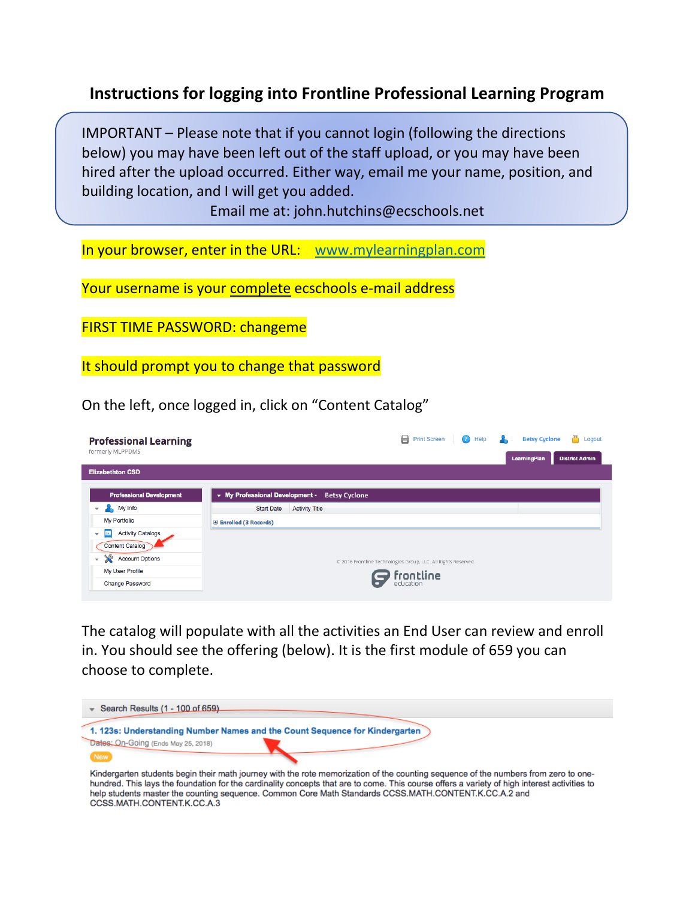# Instructions for logging into Frontline Professional Learning Program

IMPORTANT – Please note that if you cannot login (following the directions below) you may have been left out of the staff upload, or you may have been hired after the upload occurred. Either way, email me your name, position, and building location, and I will get you added.

Email me at: john.hutchins@ecschools.net

In your browser, enter in the URL: [www.mylearningplan.com](http://www.mylearningplan.com)

Your username is your complete ecschools e-mail address

FIRST TIME PASSWORD: changeme

It should prompt you to change that password

On the left, once logged in, click on "Content Catalog"

The catalog will populate with all the activities an End User can review and enroll in. You should see the offering (below). It is the first module of 659 you can choose to complete.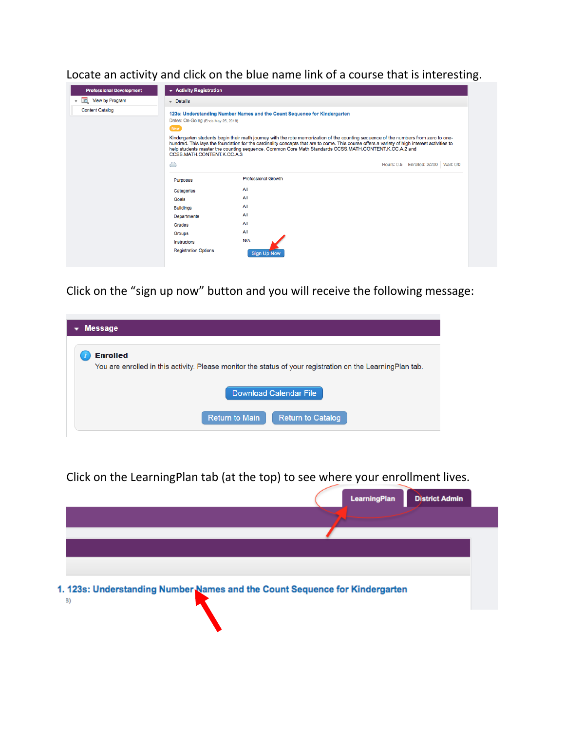Locate an activity and click on the blue name link of a course that is interesting.

Professional Development

View by Program

Content Catalog

Activity Registration

Details

123s: Understanding Number Names and the Count Sequence for Kindergarten

Dates: On-Going (Ends May 25, 2018)

New

Kindergarten students begin their math journey with the rote memorization of the counting sequence of the numbers from zero to one-hundred. This lays the foundation for the cardinality concepts that are to come. This course offers a variety of high interest activities to help students master the counting sequence. Common Core Math Standards CCSS.MATH.CONTENT.K.CC.A.2 and CCSS.MATH.CONTENT.K.CC.A.3

Hours: 0.5 | Enrolled: 2/200 | Wait: 0/0

| | |
|---|---|
| Purposes | Professional Growth |
| Categories | All |
| Goals | All |
| Buildings | All |
| Departments | All |
| Grades | All |
| Groups | All |
| Instructors | N/A |
| Registration Options | Sign Up Now |

Click on the "sign up now" button and you will receive the following message:

**Message**

**Enrolled**

You are enrolled in this activity. Please monitor the status of your registration on the LearningPlan tab.

Download Calendar File

Return to Main | Return to Catalog

Click on the LearningPlan tab (at the top) to see where your enrollment lives.

LearningPlan | District Admin

1. 123s: Understanding Number Names and the Count Sequence for Kindergarten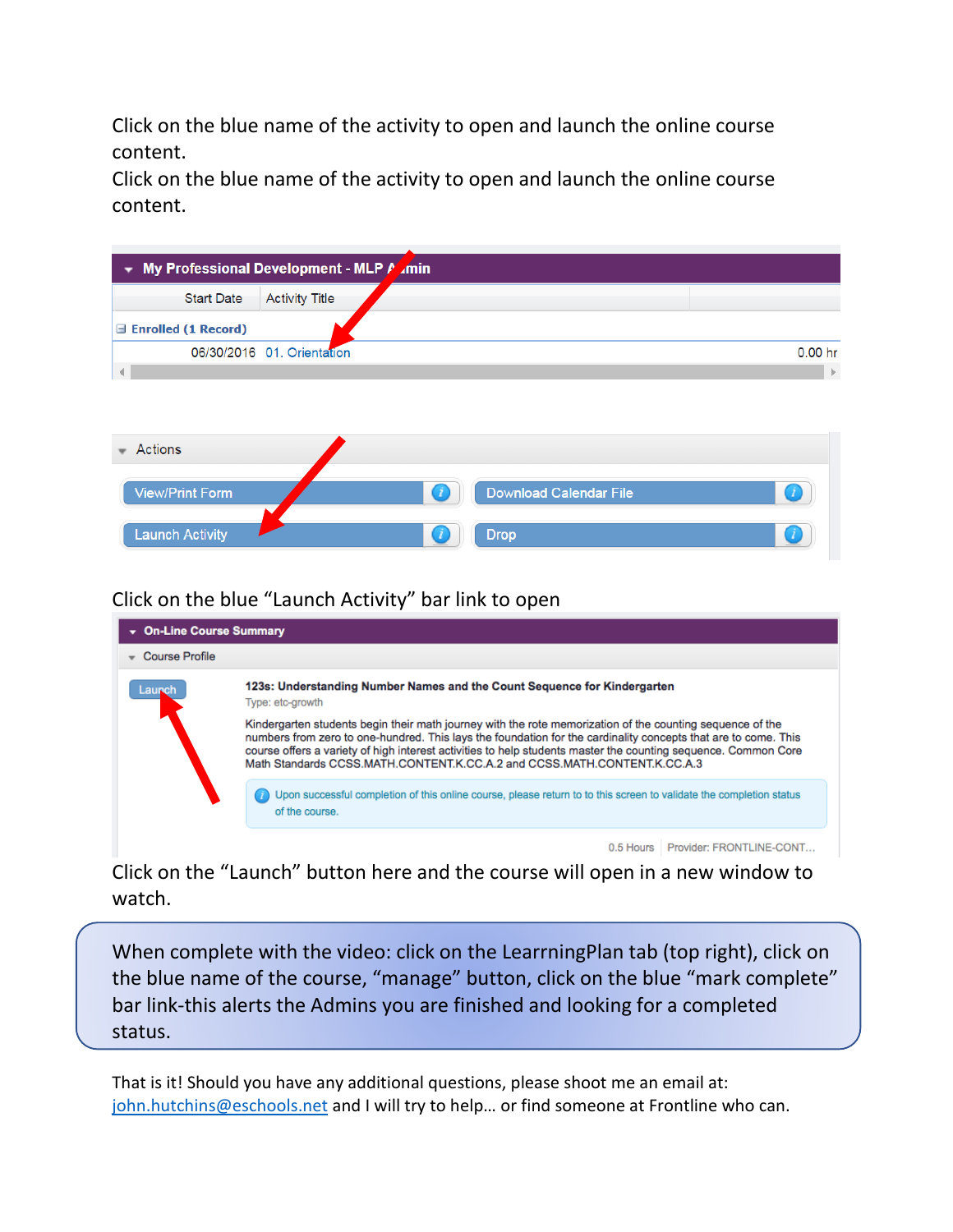Click on the blue name of the activity to open and launch the online course content.
Click on the blue name of the activity to open and launch the online course content.

**My Professional Development - MLP Admin**

| Start Date | Activity Title | |
|---|---|---|
| **Enrolled (1 Record)** | | |
| 06/30/2016 | 01. Orientation | 0.00 hr |

Actions

- View/Print Form
- Download Calendar File
- Launch Activity
- Drop

Click on the blue "Launch Activity" bar link to open

**On-Line Course Summary**

Course Profile

Launch

**123s: Understanding Number Names and the Count Sequence for Kindergarten**

Type: etc-growth

Kindergarten students begin their math journey with the rote memorization of the counting sequence of the numbers from zero to one-hundred. This lays the foundation for the cardinality concepts that are to come. This course offers a variety of high interest activities to help students master the counting sequence. Common Core Math Standards CCSS.MATH.CONTENT.K.CC.A.2 and CCSS.MATH.CONTENT.K.CC.A.3

Upon successful completion of this online course, please return to to this screen to validate the completion status of the course.

0.5 Hours | Provider: FRONTLINE-CONT...

Click on the "Launch" button here and the course will open in a new window to watch.

When complete with the video: click on the LearrningPlan tab (top right), click on the blue name of the course, "manage" button, click on the blue "mark complete" bar link-this alerts the Admins you are finished and looking for a completed status.

That is it! Should you have any additional questions, please shoot me an email at: john.hutchins@eschools.net and I will try to help… or find someone at Frontline who can.